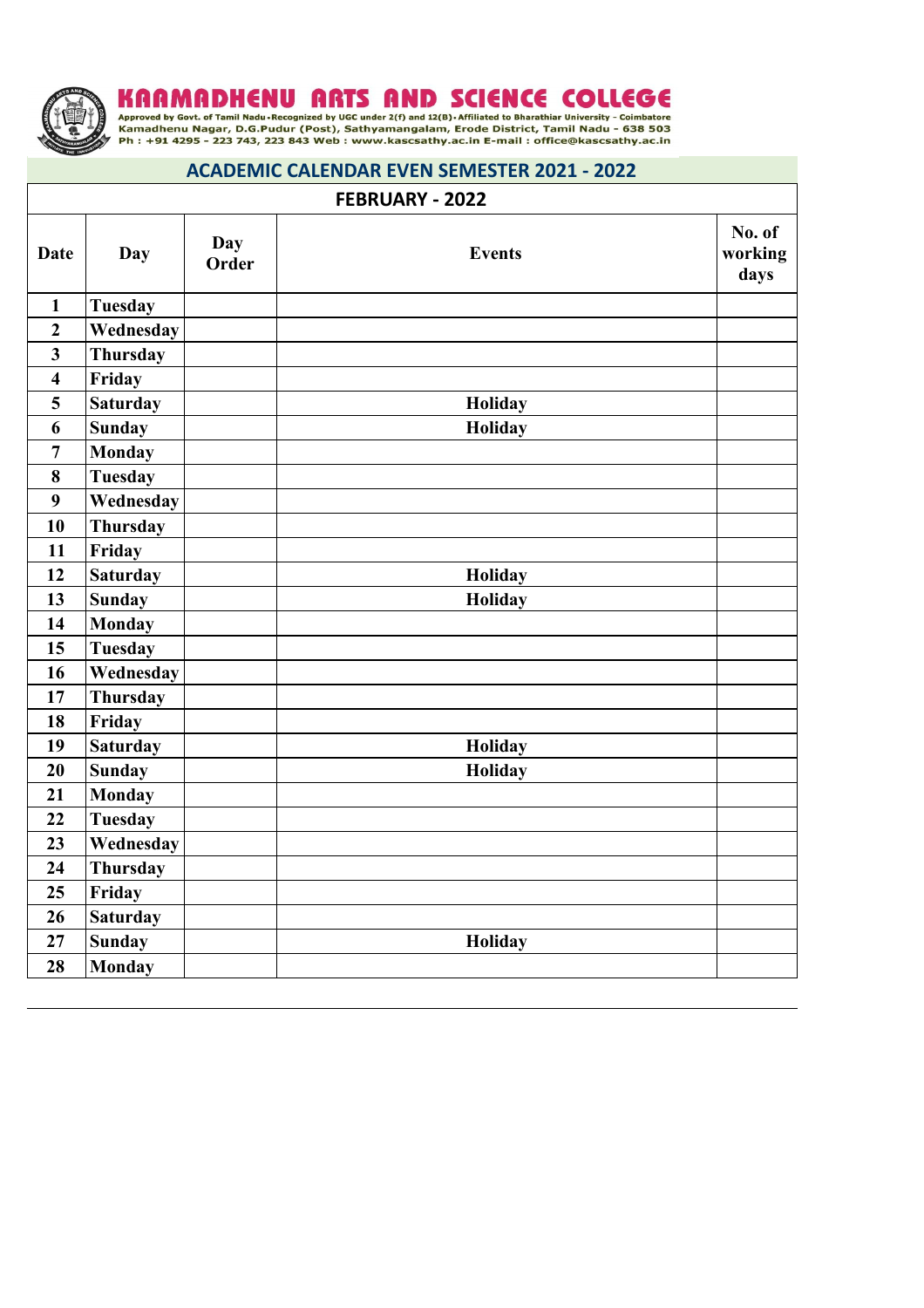# KAAMADHENU ARTS AND SCIENCE COLLEGE

Approved by Govt. of Tamil Nadu • Recognized by UGC under 2(f) and 12(B) • Affiliated to Bharathiar University - Coimbatore
Kamadhenu Nagar, D.G.Pudur (Post), Sathyamangalam, Erode District, Tamil Nadu - 638 503
Ph : +91 4295 - 223 743, 223 843 Web : www.kascsathy.ac.in E-mail : office@kascsathy.ac.in

## ACADEMIC CALENDAR EVEN SEMESTER 2021 - 2022

### FEBRUARY - 2022

| Date | Day | Day Order | Events | No. of working days |
|---|---|---|---|---|
| 1 | Tuesday | | | |
| 2 | Wednesday | | | |
| 3 | Thursday | | | |
| 4 | Friday | | | |
| 5 | Saturday | | Holiday | |
| 6 | Sunday | | Holiday | |
| 7 | Monday | | | |
| 8 | Tuesday | | | |
| 9 | Wednesday | | | |
| 10 | Thursday | | | |
| 11 | Friday | | | |
| 12 | Saturday | | Holiday | |
| 13 | Sunday | | Holiday | |
| 14 | Monday | | | |
| 15 | Tuesday | | | |
| 16 | Wednesday | | | |
| 17 | Thursday | | | |
| 18 | Friday | | | |
| 19 | Saturday | | Holiday | |
| 20 | Sunday | | Holiday | |
| 21 | Monday | | | |
| 22 | Tuesday | | | |
| 23 | Wednesday | | | |
| 24 | Thursday | | | |
| 25 | Friday | | | |
| 26 | Saturday | | | |
| 27 | Sunday | | Holiday | |
| 28 | Monday | | | |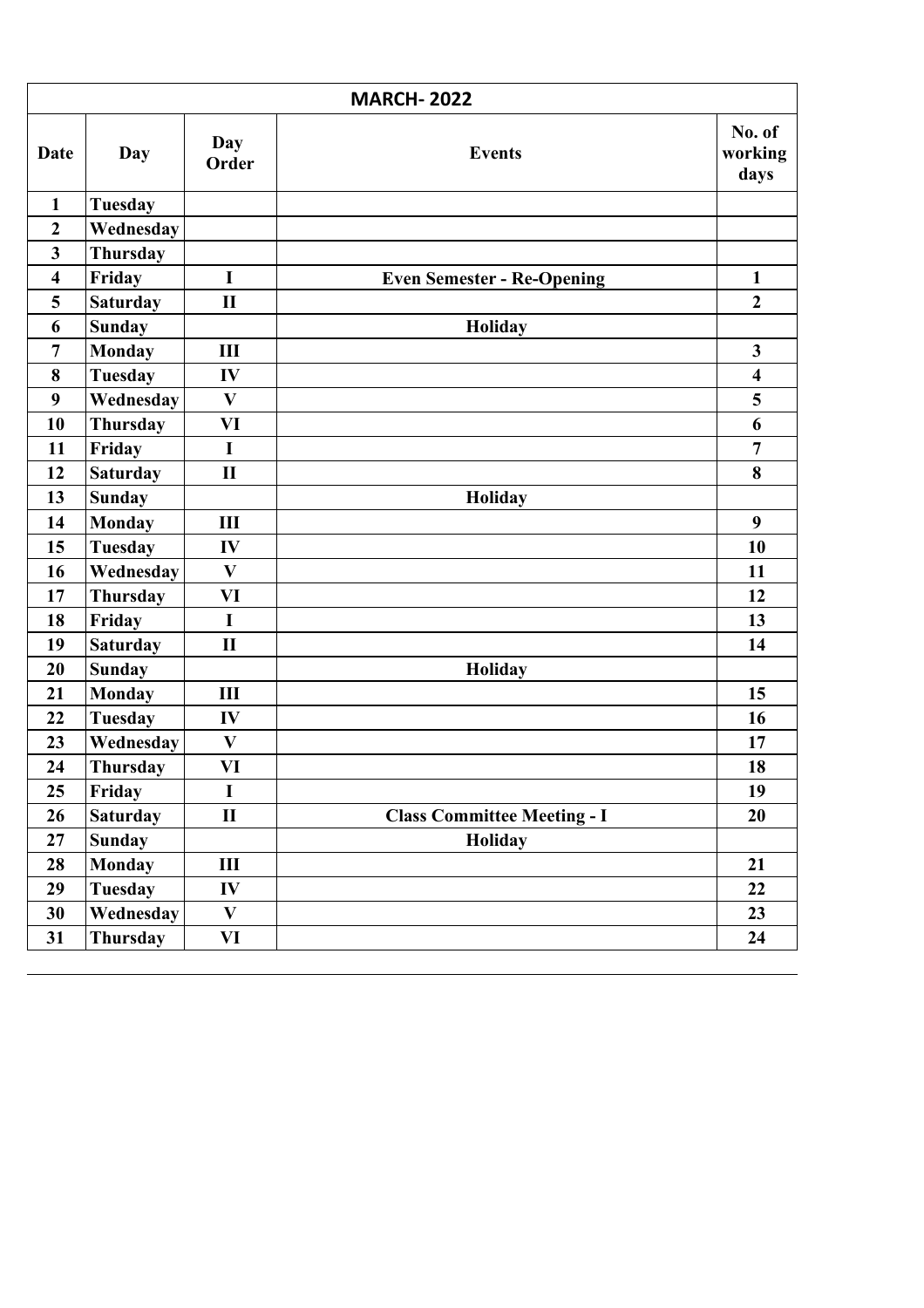| MARCH- 2022 | | | | |
|---|---|---|---|---|
| **Date** | **Day** | **Day Order** | **Events** | **No. of working days** |
| **1** | **Tuesday** | | | |
| **2** | **Wednesday** | | | |
| **3** | **Thursday** | | | |
| **4** | **Friday** | **I** | **Even Semester - Re-Opening** | **1** |
| **5** | **Saturday** | **II** | | **2** |
| **6** | **Sunday** | | **Holiday** | |
| **7** | **Monday** | **III** | | **3** |
| **8** | **Tuesday** | **IV** | | **4** |
| **9** | **Wednesday** | **V** | | **5** |
| **10** | **Thursday** | **VI** | | **6** |
| **11** | **Friday** | **I** | | **7** |
| **12** | **Saturday** | **II** | | **8** |
| **13** | **Sunday** | | **Holiday** | |
| **14** | **Monday** | **III** | | **9** |
| **15** | **Tuesday** | **IV** | | **10** |
| **16** | **Wednesday** | **V** | | **11** |
| **17** | **Thursday** | **VI** | | **12** |
| **18** | **Friday** | **I** | | **13** |
| **19** | **Saturday** | **II** | | **14** |
| **20** | **Sunday** | | **Holiday** | |
| **21** | **Monday** | **III** | | **15** |
| **22** | **Tuesday** | **IV** | | **16** |
| **23** | **Wednesday** | **V** | | **17** |
| **24** | **Thursday** | **VI** | | **18** |
| **25** | **Friday** | **I** | | **19** |
| **26** | **Saturday** | **II** | **Class Committee Meeting - I** | **20** |
| **27** | **Sunday** | | **Holiday** | |
| **28** | **Monday** | **III** | | **21** |
| **29** | **Tuesday** | **IV** | | **22** |
| **30** | **Wednesday** | **V** | | **23** |
| **31** | **Thursday** | **VI** | | **24** |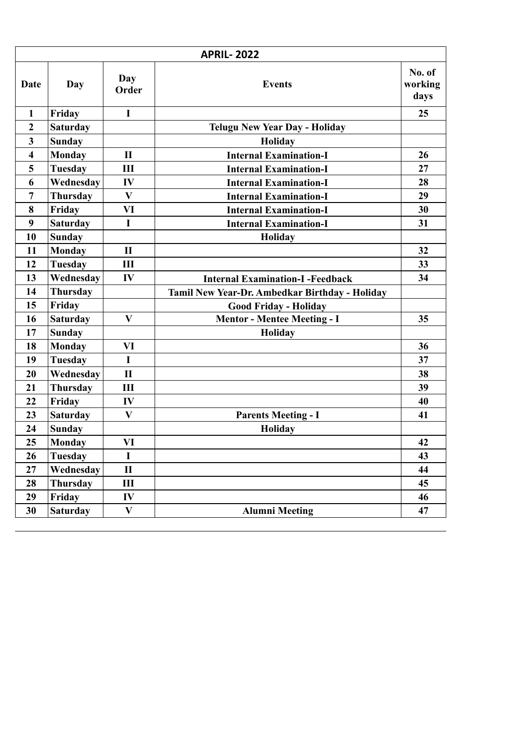| APRIL- 2022 | | | | |
|---|---|---|---|---|
| **Date** | **Day** | **Day Order** | **Events** | **No. of working days** |
| 1 | Friday | I | | 25 |
| 2 | Saturday | | Telugu New Year Day - Holiday | |
| 3 | Sunday | | Holiday | |
| 4 | Monday | II | Internal Examination-I | 26 |
| 5 | Tuesday | III | Internal Examination-I | 27 |
| 6 | Wednesday | IV | Internal Examination-I | 28 |
| 7 | Thursday | V | Internal Examination-I | 29 |
| 8 | Friday | VI | Internal Examination-I | 30 |
| 9 | Saturday | I | Internal Examination-I | 31 |
| 10 | Sunday | | Holiday | |
| 11 | Monday | II | | 32 |
| 12 | Tuesday | III | | 33 |
| 13 | Wednesday | IV | Internal Examination-I -Feedback | 34 |
| 14 | Thursday | | Tamil New Year-Dr. Ambedkar Birthday - Holiday | |
| 15 | Friday | | Good Friday - Holiday | |
| 16 | Saturday | V | Mentor - Mentee Meeting - I | 35 |
| 17 | Sunday | | Holiday | |
| 18 | Monday | VI | | 36 |
| 19 | Tuesday | I | | 37 |
| 20 | Wednesday | II | | 38 |
| 21 | Thursday | III | | 39 |
| 22 | Friday | IV | | 40 |
| 23 | Saturday | V | Parents Meeting - I | 41 |
| 24 | Sunday | | Holiday | |
| 25 | Monday | VI | | 42 |
| 26 | Tuesday | I | | 43 |
| 27 | Wednesday | II | | 44 |
| 28 | Thursday | III | | 45 |
| 29 | Friday | IV | | 46 |
| 30 | Saturday | V | Alumni Meeting | 47 |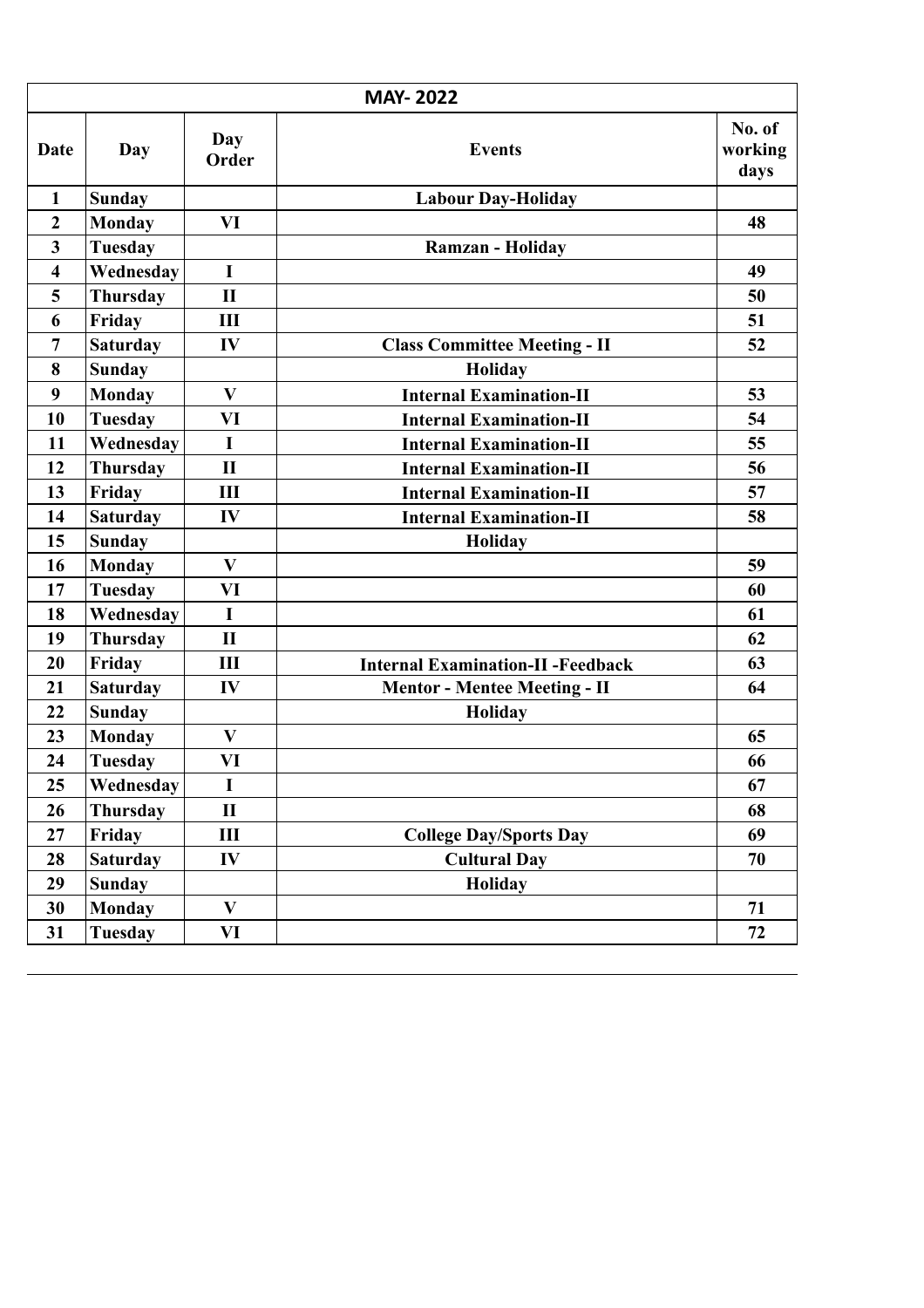| MAY- 2022 | | | | |
|---|---|---|---|---|
| **Date** | **Day** | **Day Order** | **Events** | **No. of working days** |
| **1** | **Sunday** | | **Labour Day-Holiday** | |
| **2** | **Monday** | **VI** | | **48** |
| **3** | **Tuesday** | | **Ramzan - Holiday** | |
| **4** | **Wednesday** | **I** | | **49** |
| **5** | **Thursday** | **II** | | **50** |
| **6** | **Friday** | **III** | | **51** |
| **7** | **Saturday** | **IV** | **Class Committee Meeting - II** | **52** |
| **8** | **Sunday** | | **Holiday** | |
| **9** | **Monday** | **V** | **Internal Examination-II** | **53** |
| **10** | **Tuesday** | **VI** | **Internal Examination-II** | **54** |
| **11** | **Wednesday** | **I** | **Internal Examination-II** | **55** |
| **12** | **Thursday** | **II** | **Internal Examination-II** | **56** |
| **13** | **Friday** | **III** | **Internal Examination-II** | **57** |
| **14** | **Saturday** | **IV** | **Internal Examination-II** | **58** |
| **15** | **Sunday** | | **Holiday** | |
| **16** | **Monday** | **V** | | **59** |
| **17** | **Tuesday** | **VI** | | **60** |
| **18** | **Wednesday** | **I** | | **61** |
| **19** | **Thursday** | **II** | | **62** |
| **20** | **Friday** | **III** | **Internal Examination-II -Feedback** | **63** |
| **21** | **Saturday** | **IV** | **Mentor - Mentee Meeting - II** | **64** |
| **22** | **Sunday** | | **Holiday** | |
| **23** | **Monday** | **V** | | **65** |
| **24** | **Tuesday** | **VI** | | **66** |
| **25** | **Wednesday** | **I** | | **67** |
| **26** | **Thursday** | **II** | | **68** |
| **27** | **Friday** | **III** | **College Day/Sports Day** | **69** |
| **28** | **Saturday** | **IV** | **Cultural Day** | **70** |
| **29** | **Sunday** | | **Holiday** | |
| **30** | **Monday** | **V** | | **71** |
| **31** | **Tuesday** | **VI** | | **72** |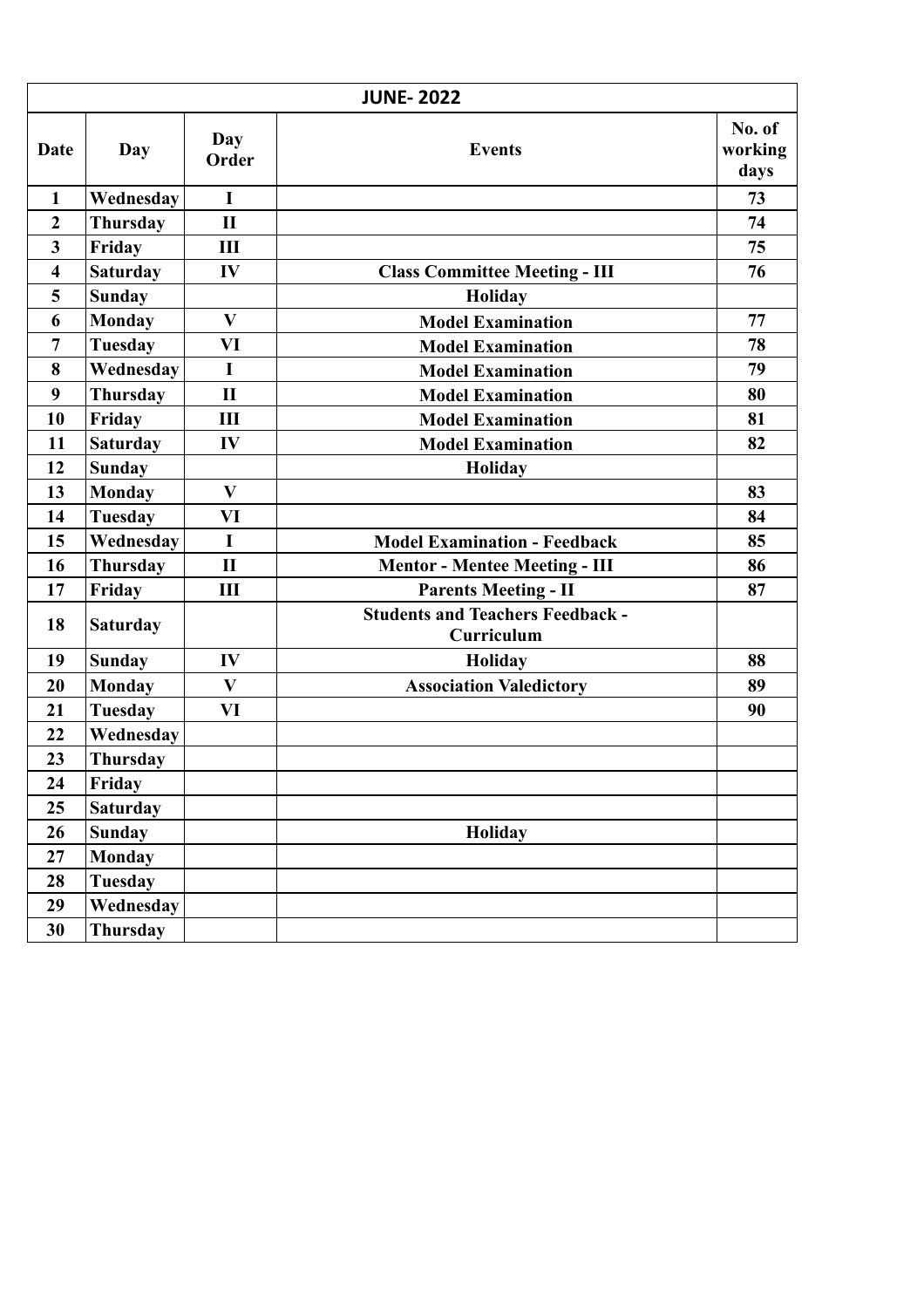| JUNE- 2022 | | | | |
|---|---|---|---|---|
| **Date** | **Day** | **Day Order** | **Events** | **No. of working days** |
| **1** | **Wednesday** | **I** | | **73** |
| **2** | **Thursday** | **II** | | **74** |
| **3** | **Friday** | **III** | | **75** |
| **4** | **Saturday** | **IV** | **Class Committee Meeting - III** | **76** |
| **5** | **Sunday** | | **Holiday** | |
| **6** | **Monday** | **V** | **Model Examination** | **77** |
| **7** | **Tuesday** | **VI** | **Model Examination** | **78** |
| **8** | **Wednesday** | **I** | **Model Examination** | **79** |
| **9** | **Thursday** | **II** | **Model Examination** | **80** |
| **10** | **Friday** | **III** | **Model Examination** | **81** |
| **11** | **Saturday** | **IV** | **Model Examination** | **82** |
| **12** | **Sunday** | | **Holiday** | |
| **13** | **Monday** | **V** | | **83** |
| **14** | **Tuesday** | **VI** | | **84** |
| **15** | **Wednesday** | **I** | **Model Examination - Feedback** | **85** |
| **16** | **Thursday** | **II** | **Mentor - Mentee Meeting - III** | **86** |
| **17** | **Friday** | **III** | **Parents Meeting - II** | **87** |
| **18** | **Saturday** | | **Students and Teachers Feedback - Curriculum** | |
| **19** | **Sunday** | **IV** | **Holiday** | **88** |
| **20** | **Monday** | **V** | **Association Valedictory** | **89** |
| **21** | **Tuesday** | **VI** | | **90** |
| **22** | **Wednesday** | | | |
| **23** | **Thursday** | | | |
| **24** | **Friday** | | | |
| **25** | **Saturday** | | | |
| **26** | **Sunday** | | **Holiday** | |
| **27** | **Monday** | | | |
| **28** | **Tuesday** | | | |
| **29** | **Wednesday** | | | |
| **30** | **Thursday** | | | |